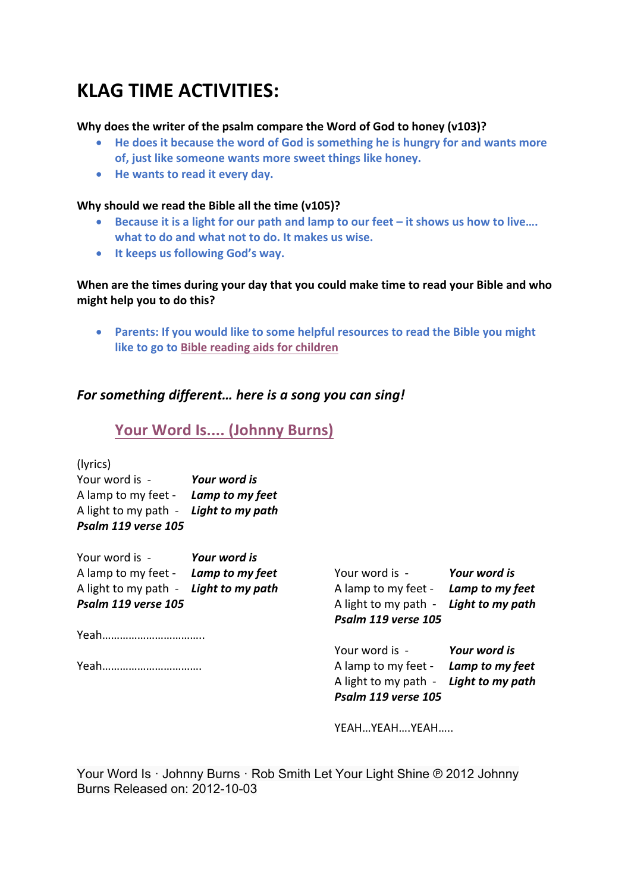# KLAG TIME ACTIVITIES:

**Why does the writer of the psalm compare the Word of God to honey (v103)?**

- **He does it because the word of God is something he is hungry for and wants more of, just like someone wants more sweet things like honey.**
- **He wants to read it every day.**

**Why should we read the Bible all the time (v105)?**

- **Because it is a light for our path and lamp to our feet – it shows us how to live…. what to do and what not to do. It makes us wise.**
- **It keeps us following God's way.**

**When are the times during your day that you could make time to read your Bible and who might help you to do this?**

- **Parents: If you would like to some helpful resources to read the Bible you might like to go to Bible reading aids for children**

***For something different… here is a song you can sing!***

## Your Word Is.... (Johnny Burns)

(lyrics)

Your word is - ***Your word is***
A lamp to my feet - ***Lamp to my feet***
A light to my path - ***Light to my path***
***Psalm 119 verse 105***

Your word is - ***Your word is***
A lamp to my feet - ***Lamp to my feet***
A light to my path - ***Light to my path***
***Psalm 119 verse 105***

Yeah……………………………..

Yeah…………………………….

Your word is - ***Your word is***
A lamp to my feet - ***Lamp to my feet***
A light to my path - ***Light to my path***
***Psalm 119 verse 105***

Your word is - ***Your word is***
A lamp to my feet - ***Lamp to my feet***
A light to my path - ***Light to my path***
***Psalm 119 verse 105***

YEAH…YEAH….YEAH…..

Your Word Is · Johnny Burns · Rob Smith Let Your Light Shine ℗ 2012 Johnny Burns Released on: 2012-10-03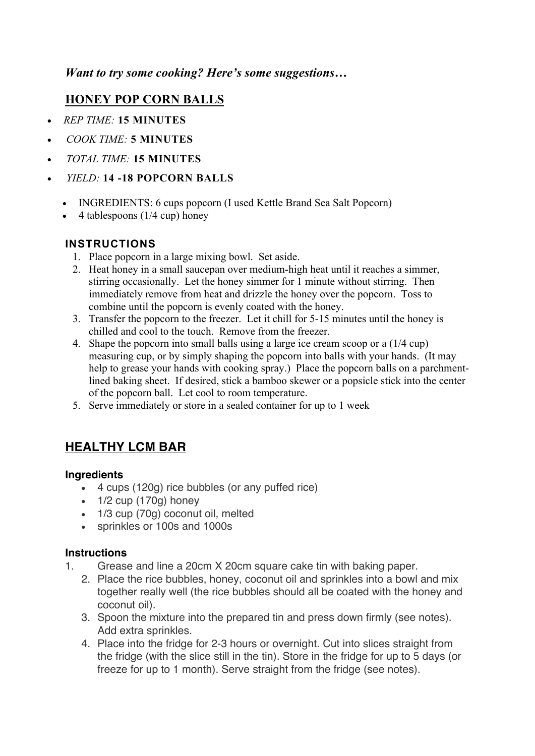***Want to try some cooking? Here's some suggestions…***

## HONEY POP CORN BALLS

- *REP TIME:* **15 MINUTES**
- *COOK TIME:* **5 MINUTES**
- *TOTAL TIME:* **15 MINUTES**
- *YIELD:* **14 -18 POPCORN BALLS**
  - INGREDIENTS: 6 cups popcorn (I used Kettle Brand Sea Salt Popcorn)
  - 4 tablespoons (1/4 cup) honey

### INSTRUCTIONS

1. Place popcorn in a large mixing bowl. Set aside.
2. Heat honey in a small saucepan over medium-high heat until it reaches a simmer, stirring occasionally. Let the honey simmer for 1 minute without stirring. Then immediately remove from heat and drizzle the honey over the popcorn. Toss to combine until the popcorn is evenly coated with the honey.
3. Transfer the popcorn to the freezer. Let it chill for 5-15 minutes until the honey is chilled and cool to the touch. Remove from the freezer.
4. Shape the popcorn into small balls using a large ice cream scoop or a (1/4 cup) measuring cup, or by simply shaping the popcorn into balls with your hands. (It may help to grease your hands with cooking spray.) Place the popcorn balls on a parchment-lined baking sheet. If desired, stick a bamboo skewer or a popsicle stick into the center of the popcorn ball. Let cool to room temperature.
5. Serve immediately or store in a sealed container for up to 1 week

## HEALTHY LCM BAR

### Ingredients

- 4 cups (120g) rice bubbles (or any puffed rice)
- 1/2 cup (170g) honey
- 1/3 cup (70g) coconut oil, melted
- sprinkles or 100s and 1000s

### Instructions

1. Grease and line a 20cm X 20cm square cake tin with baking paper.
2. Place the rice bubbles, honey, coconut oil and sprinkles into a bowl and mix together really well (the rice bubbles should all be coated with the honey and coconut oil).
3. Spoon the mixture into the prepared tin and press down firmly (see notes). Add extra sprinkles.
4. Place into the fridge for 2-3 hours or overnight. Cut into slices straight from the fridge (with the slice still in the tin). Store in the fridge for up to 5 days (or freeze for up to 1 month). Serve straight from the fridge (see notes).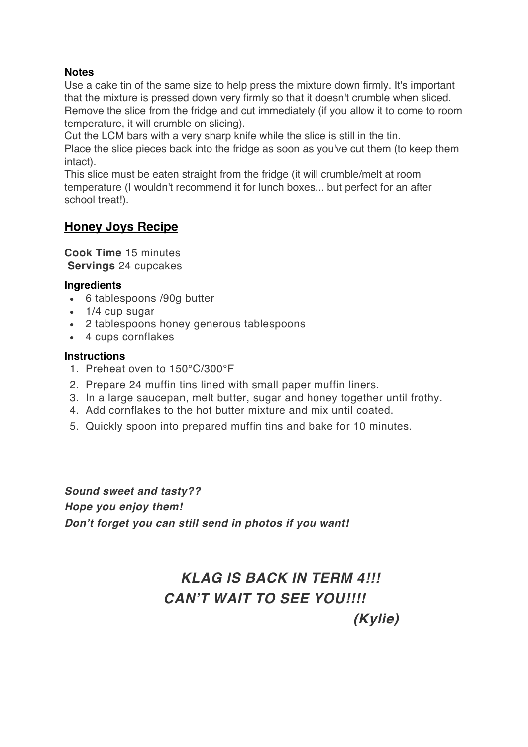**Notes**

Use a cake tin of the same size to help press the mixture down firmly. It's important that the mixture is pressed down very firmly so that it doesn't crumble when sliced.
Remove the slice from the fridge and cut immediately (if you allow it to come to room temperature, it will crumble on slicing).
Cut the LCM bars with a very sharp knife while the slice is still in the tin.
Place the slice pieces back into the fridge as soon as you've cut them (to keep them intact).
This slice must be eaten straight from the fridge (it will crumble/melt at room temperature (I wouldn't recommend it for lunch boxes... but perfect for an after school treat!).

## Honey Joys Recipe

**Cook Time** 15 minutes
**Servings** 24 cupcakes

**Ingredients**

- 6 tablespoons /90g butter
- 1/4 cup sugar
- 2 tablespoons honey generous tablespoons
- 4 cups cornflakes

**Instructions**

1. Preheat oven to 150°C/300°F
2. Prepare 24 muffin tins lined with small paper muffin liners.
3. In a large saucepan, melt butter, sugar and honey together until frothy.
4. Add cornflakes to the hot butter mixture and mix until coated.
5. Quickly spoon into prepared muffin tins and bake for 10 minutes.

***Sound sweet and tasty??***

***Hope you enjoy them!***

***Don't forget you can still send in photos if you want!***

***KLAG IS BACK IN TERM 4!!!***
***CAN'T WAIT TO SEE YOU!!!!***
***(Kylie)***